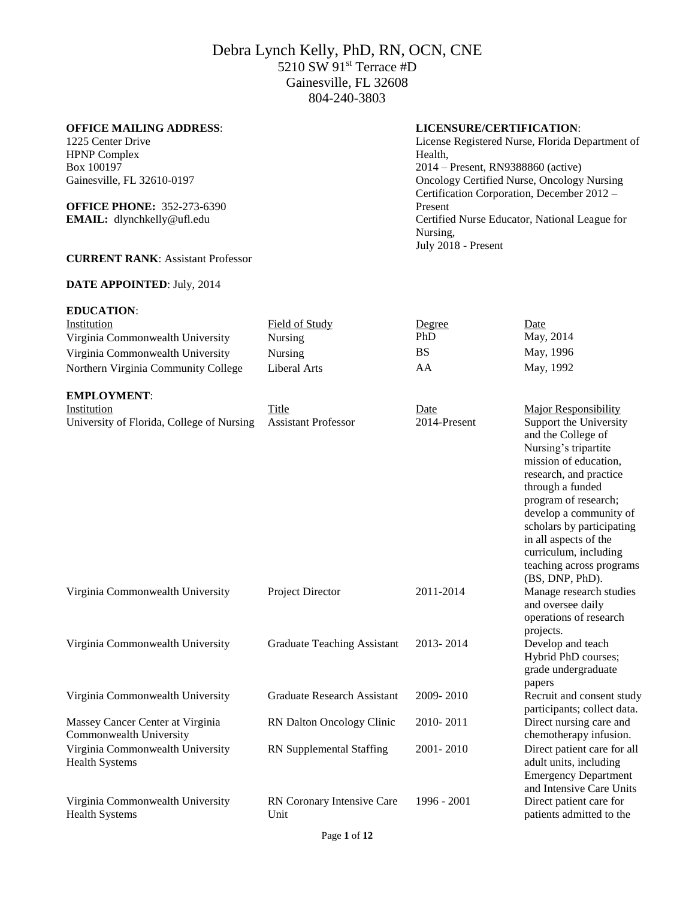# Debra Lynch Kelly, PhD, RN, OCN, CNE

5210 SW 91$^{st}$ Terrace #D
Gainesville, FL 32608
804-240-3803

**OFFICE MAILING ADDRESS**:
1225 Center Drive
HPNP Complex
Box 100197
Gainesville, FL 32610-0197

**OFFICE PHONE:** 352-273-6390
**EMAIL:** dlynchkelly@ufl.edu

**LICENSURE/CERTIFICATION**:
License Registered Nurse, Florida Department of Health,
2014 – Present, RN9388860 (active)
Oncology Certified Nurse, Oncology Nursing Certification Corporation, December 2012 – Present
Certified Nurse Educator, National League for Nursing,
July 2018 - Present

**CURRENT RANK**: Assistant Professor

**DATE APPOINTED**: July, 2014

**EDUCATION**:

| Institution | Field of Study | Degree | Date |
|---|---|---|---|
| Virginia Commonwealth University | Nursing | PhD | May, 2014 |
| Virginia Commonwealth University | Nursing | BS | May, 1996 |
| Northern Virginia Community College | Liberal Arts | AA | May, 1992 |

**EMPLOYMENT**:

| Institution | Title | Date | Major Responsibility |
|---|---|---|---|
| University of Florida, College of Nursing | Assistant Professor | 2014-Present | Support the University and the College of Nursing's tripartite mission of education, research, and practice through a funded program of research; develop a community of scholars by participating in all aspects of the curriculum, including teaching across programs (BS, DNP, PhD). |
| Virginia Commonwealth University | Project Director | 2011-2014 | Manage research studies and oversee daily operations of research projects. |
| Virginia Commonwealth University | Graduate Teaching Assistant | 2013- 2014 | Develop and teach Hybrid PhD courses; grade undergraduate papers |
| Virginia Commonwealth University | Graduate Research Assistant | 2009- 2010 | Recruit and consent study participants; collect data. |
| Massey Cancer Center at Virginia Commonwealth University | RN Dalton Oncology Clinic | 2010- 2011 | Direct nursing care and chemotherapy infusion. |
| Virginia Commonwealth University Health Systems | RN Supplemental Staffing | 2001- 2010 | Direct patient care for all adult units, including Emergency Department and Intensive Care Units |
| Virginia Commonwealth University Health Systems | RN Coronary Intensive Care Unit | 1996 - 2001 | Direct patient care for patients admitted to the |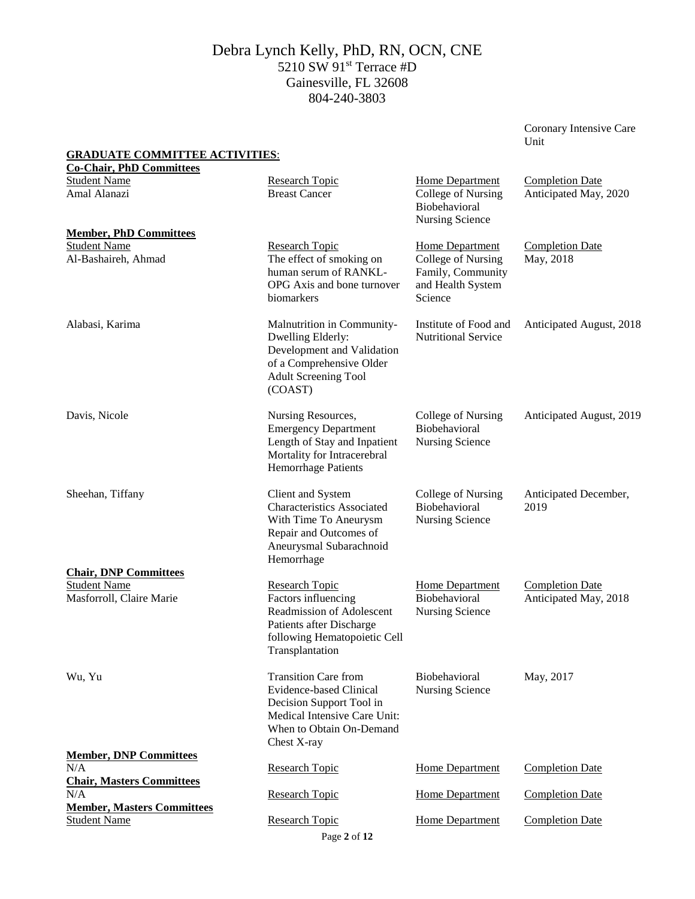Coronary Intensive Care Unit

**GRADUATE COMMITTEE ACTIVITIES**:

**Co-Chair, PhD Committees**

| Student Name | Research Topic | Home Department | Completion Date |
|---|---|---|---|
| Amal Alanazi | Breast Cancer | College of Nursing Biobehavioral Nursing Science | Anticipated May, 2020 |

**Member, PhD Committees**

| Student Name | Research Topic | Home Department | Completion Date |
|---|---|---|---|
| Al-Bashaireh, Ahmad | The effect of smoking on human serum of RANKL-OPG Axis and bone turnover biomarkers | College of Nursing Family, Community and Health System Science | May, 2018 |
| Alabasi, Karima | Malnutrition in Community-Dwelling Elderly: Development and Validation of a Comprehensive Older Adult Screening Tool (COAST) | Institute of Food and Nutritional Service | Anticipated August, 2018 |
| Davis, Nicole | Nursing Resources, Emergency Department Length of Stay and Inpatient Mortality for Intracerebral Hemorrhage Patients | College of Nursing Biobehavioral Nursing Science | Anticipated August, 2019 |
| Sheehan, Tiffany | Client and System Characteristics Associated With Time To Aneurysm Repair and Outcomes of Aneurysmal Subarachnoid Hemorrhage | College of Nursing Biobehavioral Nursing Science | Anticipated December, 2019 |

**Chair, DNP Committees**

| Student Name | Research Topic | Home Department | Completion Date |
|---|---|---|---|
| Masforroll, Claire Marie | Factors influencing Readmission of Adolescent Patients after Discharge following Hematopoietic Cell Transplantation | Biobehavioral Nursing Science | Anticipated May, 2018 |
| Wu, Yu | Transition Care from Evidence-based Clinical Decision Support Tool in Medical Intensive Care Unit: When to Obtain On-Demand Chest X-ray | Biobehavioral Nursing Science | May, 2017 |

**Member, DNP Committees**

| N/A | Research Topic | Home Department | Completion Date |
|---|---|---|---|

**Chair, Masters Committees**

| N/A | Research Topic | Home Department | Completion Date |
|---|---|---|---|

**Member, Masters Committees**

| Student Name | Research Topic | Home Department | Completion Date |
|---|---|---|---|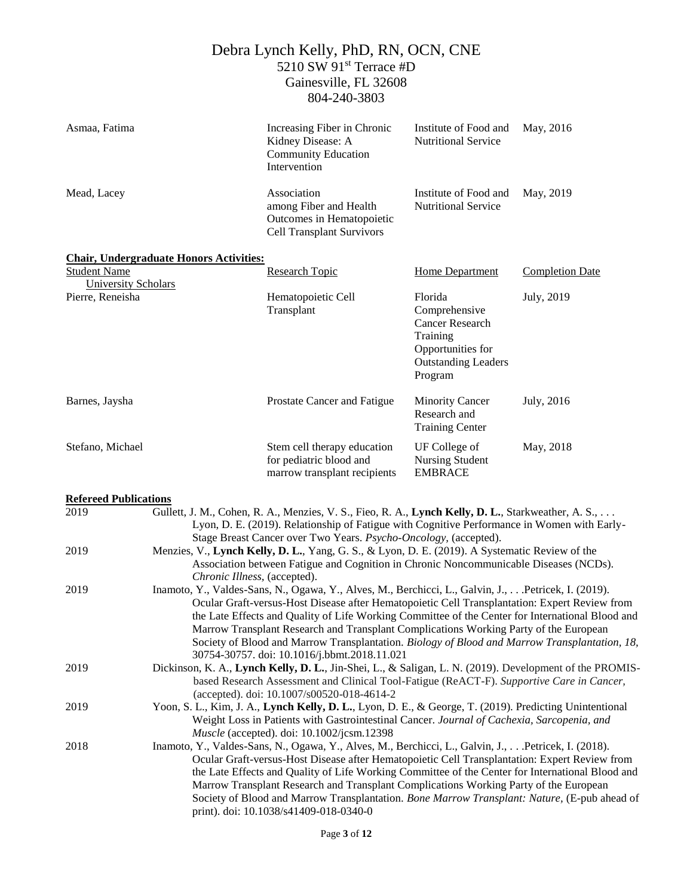| | | | |
|---|---|---|---|
| Asmaa, Fatima | Increasing Fiber in Chronic Kidney Disease: A Community Education Intervention | Institute of Food and Nutritional Service | May, 2016 |
| Mead, Lacey | Association among Fiber and Health Outcomes in Hematopoietic Cell Transplant Survivors | Institute of Food and Nutritional Service | May, 2019 |

**Chair, Undergraduate Honors Activities:**

| Student Name | Research Topic | Home Department | Completion Date |
|---|---|---|---|
| University Scholars | | | |
| Pierre, Reneisha | Hematopoietic Cell Transplant | Florida Comprehensive Cancer Research Training Opportunities for Outstanding Leaders Program | July, 2019 |
| Barnes, Jaysha | Prostate Cancer and Fatigue | Minority Cancer Research and Training Center | July, 2016 |
| Stefano, Michael | Stem cell therapy education for pediatric blood and marrow transplant recipients | UF College of Nursing Student EMBRACE | May, 2018 |

**Refereed Publications**

2019 Gullett, J. M., Cohen, R. A., Menzies, V. S., Fieo, R. A., **Lynch Kelly, D. L.**, Starkweather, A. S., . . . Lyon, D. E. (2019). Relationship of Fatigue with Cognitive Performance in Women with Early-Stage Breast Cancer over Two Years. *Psycho-Oncology*, (accepted).

2019 Menzies, V., **Lynch Kelly, D. L.**, Yang, G. S., & Lyon, D. E. (2019). A Systematic Review of the Association between Fatigue and Cognition in Chronic Noncommunicable Diseases (NCDs). *Chronic Illness*, (accepted).

2019 Inamoto, Y., Valdes-Sans, N., Ogawa, Y., Alves, M., Berchicci, L., Galvin, J., . . .Petricek, I. (2019). Ocular Graft-versus-Host Disease after Hematopoietic Cell Transplantation: Expert Review from the Late Effects and Quality of Life Working Committee of the Center for International Blood and Marrow Transplant Research and Transplant Complications Working Party of the European Society of Blood and Marrow Transplantation. *Biology of Blood and Marrow Transplantation, 18*, 30754-30757. doi: 10.1016/j.bbmt.2018.11.021

2019 Dickinson, K. A., **Lynch Kelly, D. L.**, Jin-Shei, L., & Saligan, L. N. (2019). Development of the PROMIS-based Research Assessment and Clinical Tool-Fatigue (ReACT-F). *Supportive Care in Cancer*, (accepted). doi: 10.1007/s00520-018-4614-2

2019 Yoon, S. L., Kim, J. A., **Lynch Kelly, D. L.**, Lyon, D. E., & George, T. (2019). Predicting Unintentional Weight Loss in Patients with Gastrointestinal Cancer. *Journal of Cachexia, Sarcopenia, and Muscle* (accepted). doi: 10.1002/jcsm.12398

2018 Inamoto, Y., Valdes-Sans, N., Ogawa, Y., Alves, M., Berchicci, L., Galvin, J., . . .Petricek, I. (2018). Ocular Graft-versus-Host Disease after Hematopoietic Cell Transplantation: Expert Review from the Late Effects and Quality of Life Working Committee of the Center for International Blood and Marrow Transplant Research and Transplant Complications Working Party of the European Society of Blood and Marrow Transplantation. *Bone Marrow Transplant: Nature*, (E-pub ahead of print). doi: 10.1038/s41409-018-0340-0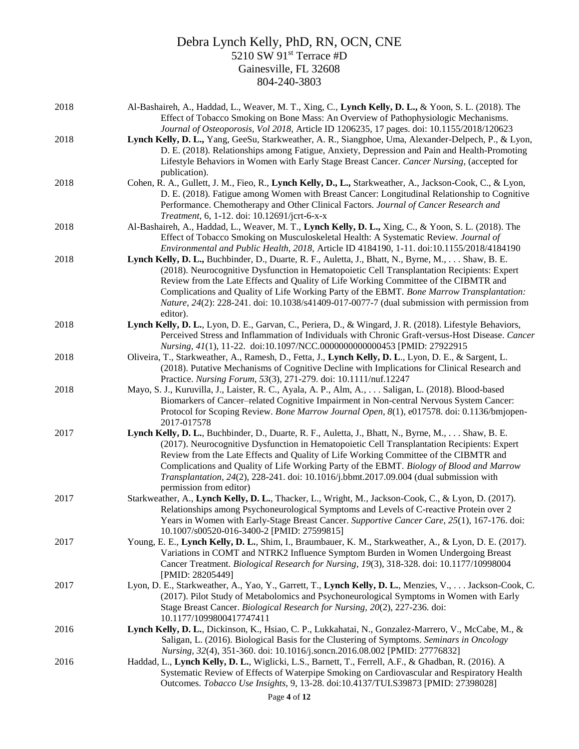Debra Lynch Kelly, PhD, RN, OCN, CNE
5210 SW 91st Terrace #D
Gainesville, FL 32608
804-240-3803

2018 Al-Bashaireh, A., Haddad, L., Weaver, M. T., Xing, C., **Lynch Kelly, D. L.,** & Yoon, S. L. (2018). The Effect of Tobacco Smoking on Bone Mass: An Overview of Pathophysiologic Mechanisms. *Journal of Osteoporosis, Vol 2018,* Article ID 1206235, 17 pages. doi: 10.1155/2018/120623

2018 **Lynch Kelly, D. L.,** Yang, GeeSu, Starkweather, A. R., Siangphoe, Uma, Alexander-Delpech, P., & Lyon, D. E. (2018). Relationships among Fatigue, Anxiety, Depression and Pain and Health-Promoting Lifestyle Behaviors in Women with Early Stage Breast Cancer. *Cancer Nursing,* (accepted for publication).

2018 Cohen, R. A., Gullett, J. M., Fieo, R., **Lynch Kelly, D., L.,** Starkweather, A., Jackson-Cook, C., & Lyon, D. E. (2018). Fatigue among Women with Breast Cancer: Longitudinal Relationship to Cognitive Performance. Chemotherapy and Other Clinical Factors. *Journal of Cancer Research and Treatment,* 6, 1-12. doi: 10.12691/jcrt-6-x-x

2018 Al-Bashaireh, A., Haddad, L., Weaver, M. T., **Lynch Kelly, D. L.,** Xing, C., & Yoon, S. L. (2018). The Effect of Tobacco Smoking on Musculoskeletal Health: A Systematic Review. *Journal of Environmental and Public Health, 2018,* Article ID 4184190, 1-11. doi:10.1155/2018/4184190

2018 **Lynch Kelly, D. L.,** Buchbinder, D., Duarte, R. F., Auletta, J., Bhatt, N., Byrne, M., . . . Shaw, B. E. (2018). Neurocognitive Dysfunction in Hematopoietic Cell Transplantation Recipients: Expert Review from the Late Effects and Quality of Life Working Committee of the CIBMTR and Complications and Quality of Life Working Party of the EBMT. *Bone Marrow Transplantation: Nature*, *24*(2): 228-241. doi: 10.1038/s41409-017-0077-7 (dual submission with permission from editor).

2018 **Lynch Kelly, D. L.**, Lyon, D. E., Garvan, C., Periera, D., & Wingard, J. R. (2018). Lifestyle Behaviors, Perceived Stress and Inflammation of Individuals with Chronic Graft-versus-Host Disease. *Cancer Nursing, 41*(1), 11-22. doi:10.1097/NCC.0000000000000453 [PMID: 27922915

2018 Oliveira, T., Starkweather, A., Ramesh, D., Fetta, J., **Lynch Kelly, D. L**., Lyon, D. E., & Sargent, L. (2018). Putative Mechanisms of Cognitive Decline with Implications for Clinical Research and Practice. *Nursing Forum*, *53*(3), 271-279. doi: 10.1111/nuf.12247

2018 Mayo, S. J., Kuruvilla, J., Laister, R. C., Ayala, A. P., Alm, A., . . . Saligan, L. (2018). Blood-based Biomarkers of Cancer–related Cognitive Impairment in Non-central Nervous System Cancer: Protocol for Scoping Review. *Bone Marrow Journal Open, 8*(1), e017578. doi: 0.1136/bmjopen-2017-017578

2017 **Lynch Kelly, D. L.**, Buchbinder, D., Duarte, R. F., Auletta, J., Bhatt, N., Byrne, M., . . . Shaw, B. E. (2017). Neurocognitive Dysfunction in Hematopoietic Cell Transplantation Recipients: Expert Review from the Late Effects and Quality of Life Working Committee of the CIBMTR and Complications and Quality of Life Working Party of the EBMT. *Biology of Blood and Marrow Transplantation*, *24*(2), 228-241. doi: 10.1016/j.bbmt.2017.09.004 (dual submission with permission from editor)

2017 Starkweather, A., **Lynch Kelly, D. L.**, Thacker, L., Wright, M., Jackson-Cook, C., & Lyon, D. (2017). Relationships among Psychoneurological Symptoms and Levels of C-reactive Protein over 2 Years in Women with Early-Stage Breast Cancer. *Supportive Cancer Care, 25*(1), 167-176. doi: 10.1007/s00520-016-3400-2 [PMID: 27599815]

2017 Young, E. E., **Lynch Kelly, D. L.**, Shim, I., Braumbauer, K. M., Starkweather, A., & Lyon, D. E. (2017). Variations in COMT and NTRK2 Influence Symptom Burden in Women Undergoing Breast Cancer Treatment. *Biological Research for Nursing*, *19*(3), 318-328. doi: 10.1177/10998004 [PMID: 28205449]

2017 Lyon, D. E., Starkweather, A., Yao, Y., Garrett, T., **Lynch Kelly, D. L.**, Menzies, V., . . . Jackson-Cook, C. (2017). Pilot Study of Metabolomics and Psychoneurological Symptoms in Women with Early Stage Breast Cancer. *Biological Research for Nursing, 20*(2), 227-236. doi: 10.1177/1099800417747411

2016 **Lynch Kelly, D. L.**, Dickinson, K., Hsiao, C. P., Lukkahatai, N., Gonzalez-Marrero, V., McCabe, M., & Saligan, L. (2016). Biological Basis for the Clustering of Symptoms. *Seminars in Oncology Nursing, 32*(4), 351-360. doi: 10.1016/j.soncn.2016.08.002 [PMID: 27776832]

2016 Haddad, L., **Lynch Kelly, D. L.**, Weglicki, L.S., Barnett, T., Ferrell, A.F., & Ghadban, R. (2016). A Systematic Review of Effects of Waterpipe Smoking on Cardiovascular and Respiratory Health Outcomes. *Tobacco Use Insights*, 9, 13-28. doi:10.4137/TUI.S39873 [PMID: 27398028]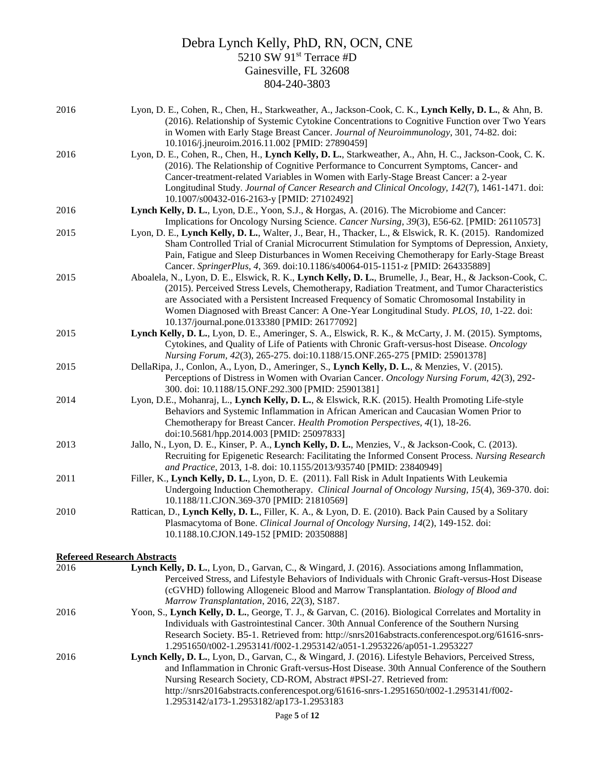2016 Lyon, D. E., Cohen, R., Chen, H., Starkweather, A., Jackson-Cook, C. K., **Lynch Kelly, D. L.**, & Ahn, B. (2016). Relationship of Systemic Cytokine Concentrations to Cognitive Function over Two Years in Women with Early Stage Breast Cancer. *Journal of Neuroimmunology*, 301, 74-82. doi: 10.1016/j.jneuroim.2016.11.002 [PMID: 27890459]

2016 Lyon, D. E., Cohen, R., Chen, H., **Lynch Kelly, D. L.**, Starkweather, A., Ahn, H. C., Jackson-Cook, C. K. (2016). The Relationship of Cognitive Performance to Concurrent Symptoms, Cancer- and Cancer-treatment-related Variables in Women with Early-Stage Breast Cancer: a 2-year Longitudinal Study. *Journal of Cancer Research and Clinical Oncology, 142*(7), 1461-1471. doi: 10.1007/s00432-016-2163-y [PMID: 27102492]

2016 **Lynch Kelly, D. L.**, Lyon, D.E., Yoon, S.J., & Horgas, A. (2016). The Microbiome and Cancer: Implications for Oncology Nursing Science. *Cancer Nursing, 39*(3), E56-62. [PMID: 26110573]

2015 Lyon, D. E., **Lynch Kelly, D. L.**, Walter, J., Bear, H., Thacker, L., & Elswick, R. K. (2015). Randomized Sham Controlled Trial of Cranial Microcurrent Stimulation for Symptoms of Depression, Anxiety, Pain, Fatigue and Sleep Disturbances in Women Receiving Chemotherapy for Early-Stage Breast Cancer. *SpringerPlus, 4*, 369. doi:10.1186/s40064-015-1151-z [PMID: 264335889]

2015 Aboalela, N., Lyon, D. E., Elswick, R. K., **Lynch Kelly, D. L.**, Brumelle, J., Bear, H., & Jackson-Cook, C. (2015). Perceived Stress Levels, Chemotherapy, Radiation Treatment, and Tumor Characteristics are Associated with a Persistent Increased Frequency of Somatic Chromosomal Instability in Women Diagnosed with Breast Cancer: A One-Year Longitudinal Study. *PLOS, 10*, 1-22. doi: 10.137/journal.pone.0133380 [PMID: 26177092]

2015 **Lynch Kelly, D. L.**, Lyon, D. E., Ameringer, S. A., Elswick, R. K., & McCarty, J. M. (2015). Symptoms, Cytokines, and Quality of Life of Patients with Chronic Graft-versus-host Disease. *Oncology Nursing Forum, 42*(3), 265-275. doi:10.1188/15.ONF.265-275 [PMID: 25901378]

2015 DellaRipa, J., Conlon, A., Lyon, D., Ameringer, S., **Lynch Kelly, D. L.**, & Menzies, V. (2015). Perceptions of Distress in Women with Ovarian Cancer. *Oncology Nursing Forum, 42*(3), 292-300. doi: 10.1188/15.ONF.292.300 [PMID: 25901381]

2014 Lyon, D.E., Mohanraj, L., **Lynch Kelly, D. L.**, & Elswick, R.K. (2015). Health Promoting Life-style Behaviors and Systemic Inflammation in African American and Caucasian Women Prior to Chemotherapy for Breast Cancer. *Health Promotion Perspectives, 4*(1), 18-26. doi:10.5681/hpp.2014.003 [PMID: 25097833]

2013 Jallo, N., Lyon, D. E., Kinser, P. A., **Lynch Kelly, D. L.**, Menzies, V., & Jackson-Cook, C. (2013). Recruiting for Epigenetic Research: Facilitating the Informed Consent Process. *Nursing Research and Practice*, 2013, 1-8. doi: 10.1155/2013/935740 [PMID: 23840949]

2011 Filler, K., **Lynch Kelly, D. L.**, Lyon, D. E. (2011). Fall Risk in Adult Inpatients With Leukemia Undergoing Induction Chemotherapy. *Clinical Journal of Oncology Nursing, 15*(4), 369-370. doi: 10.1188/11.CJON.369-370 [PMID: 21810569]

2010 Rattican, D., **Lynch Kelly, D. L.**, Filler, K. A., & Lyon, D. E. (2010). Back Pain Caused by a Solitary Plasmacytoma of Bone. *Clinical Journal of Oncology Nursing, 14*(2), 149-152. doi: 10.1188.10.CJON.149-152 [PMID: 20350888]

## Refereed Research Abstracts

2016 **Lynch Kelly, D. L.**, Lyon, D., Garvan, C., & Wingard, J. (2016). Associations among Inflammation, Perceived Stress, and Lifestyle Behaviors of Individuals with Chronic Graft-versus-Host Disease (cGVHD) following Allogeneic Blood and Marrow Transplantation. *Biology of Blood and Marrow Transplantation*, 2016, *22*(3), S187.

2016 Yoon, S., **Lynch Kelly, D. L.**, George, T. J., & Garvan, C. (2016). Biological Correlates and Mortality in Individuals with Gastrointestinal Cancer. 30th Annual Conference of the Southern Nursing Research Society. B5-1. Retrieved from: http://snrs2016abstracts.conferencespot.org/61616-snrs-1.2951650/t002-1.2953141/f002-1.2953142/a051-1.2953226/ap051-1.2953227

2016 **Lynch Kelly, D. L.**, Lyon, D., Garvan, C., & Wingard, J. (2016). Lifestyle Behaviors, Perceived Stress, and Inflammation in Chronic Graft-versus-Host Disease. 30th Annual Conference of the Southern Nursing Research Society, CD-ROM, Abstract #PSI-27. Retrieved from: http://snrs2016abstracts.conferencespot.org/61616-snrs-1.2951650/t002-1.2953141/f002-1.2953142/a173-1.2953182/ap173-1.2953183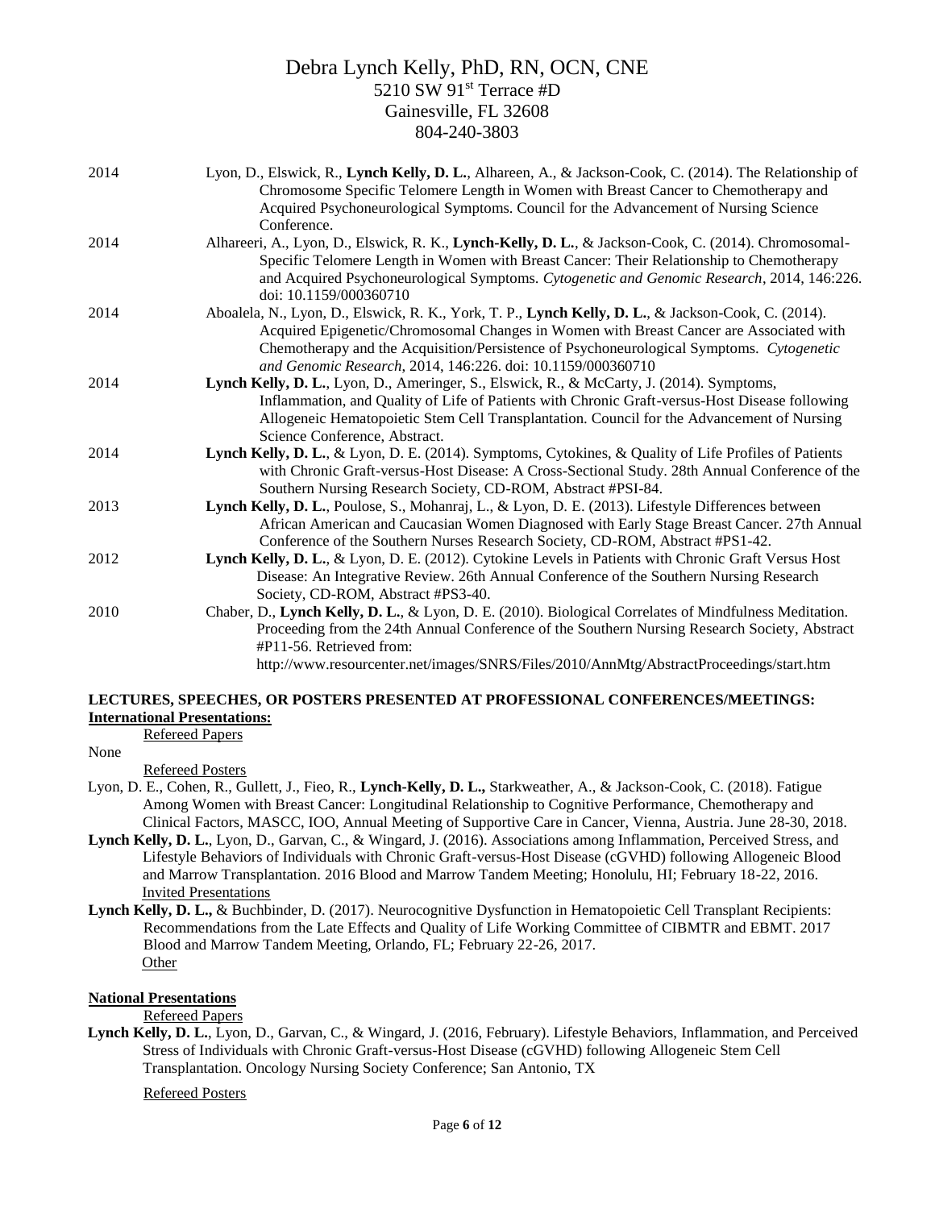| | |
|---|---|
| 2014 | Lyon, D., Elswick, R., **Lynch Kelly, D. L.**, Alhareen, A., & Jackson-Cook, C. (2014). The Relationship of Chromosome Specific Telomere Length in Women with Breast Cancer to Chemotherapy and Acquired Psychoneurological Symptoms. Council for the Advancement of Nursing Science Conference. |
| 2014 | Alhareeri, A., Lyon, D., Elswick, R. K., **Lynch-Kelly, D. L.**, & Jackson-Cook, C. (2014). Chromosomal-Specific Telomere Length in Women with Breast Cancer: Their Relationship to Chemotherapy and Acquired Psychoneurological Symptoms. *Cytogenetic and Genomic Research*, 2014, 146:226. doi: 10.1159/000360710 |
| 2014 | Aboalela, N., Lyon, D., Elswick, R. K., York, T. P., **Lynch Kelly, D. L.**, & Jackson-Cook, C. (2014). Acquired Epigenetic/Chromosomal Changes in Women with Breast Cancer are Associated with Chemotherapy and the Acquisition/Persistence of Psychoneurological Symptoms. *Cytogenetic and Genomic Research*, 2014, 146:226. doi: 10.1159/000360710 |
| 2014 | **Lynch Kelly, D. L.**, Lyon, D., Ameringer, S., Elswick, R., & McCarty, J. (2014). Symptoms, Inflammation, and Quality of Life of Patients with Chronic Graft-versus-Host Disease following Allogeneic Hematopoietic Stem Cell Transplantation. Council for the Advancement of Nursing Science Conference, Abstract. |
| 2014 | **Lynch Kelly, D. L.**, & Lyon, D. E. (2014). Symptoms, Cytokines, & Quality of Life Profiles of Patients with Chronic Graft-versus-Host Disease: A Cross-Sectional Study. 28th Annual Conference of the Southern Nursing Research Society, CD-ROM, Abstract #PSI-84. |
| 2013 | **Lynch Kelly, D. L.**, Poulose, S., Mohanraj, L., & Lyon, D. E. (2013). Lifestyle Differences between African American and Caucasian Women Diagnosed with Early Stage Breast Cancer. 27th Annual Conference of the Southern Nurses Research Society, CD-ROM, Abstract #PS1-42. |
| 2012 | **Lynch Kelly, D. L.**, & Lyon, D. E. (2012). Cytokine Levels in Patients with Chronic Graft Versus Host Disease: An Integrative Review. 26th Annual Conference of the Southern Nursing Research Society, CD-ROM, Abstract #PS3-40. |
| 2010 | Chaber, D., **Lynch Kelly, D. L.**, & Lyon, D. E. (2010). Biological Correlates of Mindfulness Meditation. Proceeding from the 24th Annual Conference of the Southern Nursing Research Society, Abstract #P11-56. Retrieved from: http://www.resourcenter.net/images/SNRS/Files/2010/AnnMtg/AbstractProceedings/start.htm |

## LECTURES, SPEECHES, OR POSTERS PRESENTED AT PROFESSIONAL CONFERENCES/MEETINGS:

### International Presentations:

Refereed Papers

None

Refereed Posters

Lyon, D. E., Cohen, R., Gullett, J., Fieo, R., **Lynch-Kelly, D. L.,** Starkweather, A., & Jackson-Cook, C. (2018). Fatigue Among Women with Breast Cancer: Longitudinal Relationship to Cognitive Performance, Chemotherapy and Clinical Factors, MASCC, IOO, Annual Meeting of Supportive Care in Cancer, Vienna, Austria. June 28-30, 2018.

**Lynch Kelly, D. L.**, Lyon, D., Garvan, C., & Wingard, J. (2016). Associations among Inflammation, Perceived Stress, and Lifestyle Behaviors of Individuals with Chronic Graft-versus-Host Disease (cGVHD) following Allogeneic Blood and Marrow Transplantation. 2016 Blood and Marrow Tandem Meeting; Honolulu, HI; February 18-22, 2016.

Invited Presentations

**Lynch Kelly, D. L.,** & Buchbinder, D. (2017). Neurocognitive Dysfunction in Hematopoietic Cell Transplant Recipients: Recommendations from the Late Effects and Quality of Life Working Committee of CIBMTR and EBMT. 2017 Blood and Marrow Tandem Meeting, Orlando, FL; February 22-26, 2017.

Other

### National Presentations

Refereed Papers

**Lynch Kelly, D. L.**, Lyon, D., Garvan, C., & Wingard, J. (2016, February). Lifestyle Behaviors, Inflammation, and Perceived Stress of Individuals with Chronic Graft-versus-Host Disease (cGVHD) following Allogeneic Stem Cell Transplantation. Oncology Nursing Society Conference; San Antonio, TX

Refereed Posters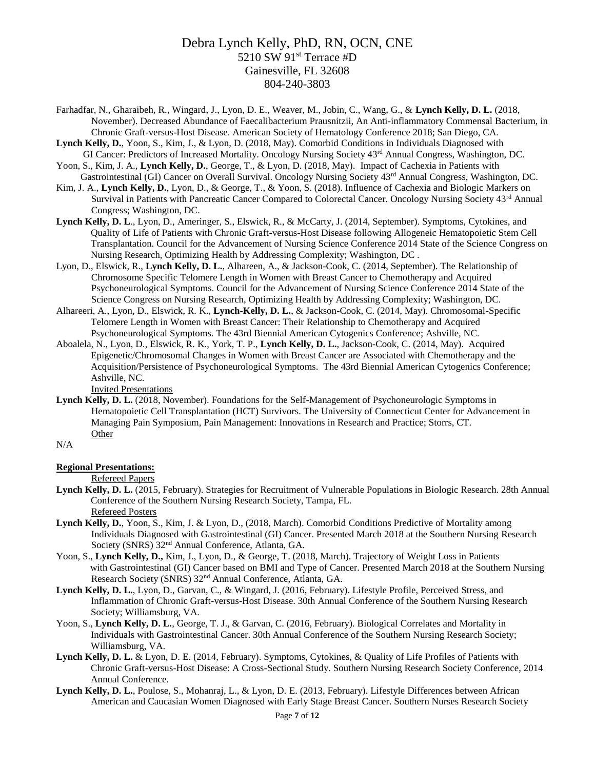Farhadfar, N., Gharaibeh, R., Wingard, J., Lyon, D. E., Weaver, M., Jobin, C., Wang, G., & **Lynch Kelly, D. L.** (2018, November). Decreased Abundance of Faecalibacterium Prausnitzii, An Anti-inflammatory Commensal Bacterium, in Chronic Graft-versus-Host Disease. American Society of Hematology Conference 2018; San Diego, CA.

**Lynch Kelly, D.**, Yoon, S., Kim, J., & Lyon, D. (2018, May). Comorbid Conditions in Individuals Diagnosed with GI Cancer: Predictors of Increased Mortality. Oncology Nursing Society 43rd Annual Congress, Washington, DC.

Yoon, S., Kim, J. A., **Lynch Kelly, D.**, George, T., & Lyon, D. (2018, May). Impact of Cachexia in Patients with Gastrointestinal (GI) Cancer on Overall Survival. Oncology Nursing Society 43rd Annual Congress, Washington, DC.

Kim, J. A., **Lynch Kelly, D.**, Lyon, D., & George, T., & Yoon, S. (2018). Influence of Cachexia and Biologic Markers on Survival in Patients with Pancreatic Cancer Compared to Colorectal Cancer. Oncology Nursing Society 43rd Annual Congress; Washington, DC.

**Lynch Kelly, D. L**., Lyon, D., Ameringer, S., Elswick, R., & McCarty, J. (2014, September). Symptoms, Cytokines, and Quality of Life of Patients with Chronic Graft-versus-Host Disease following Allogeneic Hematopoietic Stem Cell Transplantation. Council for the Advancement of Nursing Science Conference 2014 State of the Science Congress on Nursing Research, Optimizing Health by Addressing Complexity; Washington, DC .

Lyon, D., Elswick, R., **Lynch Kelly, D. L.**, Alhareen, A., & Jackson-Cook, C. (2014, September). The Relationship of Chromosome Specific Telomere Length in Women with Breast Cancer to Chemotherapy and Acquired Psychoneurological Symptoms. Council for the Advancement of Nursing Science Conference 2014 State of the Science Congress on Nursing Research, Optimizing Health by Addressing Complexity; Washington, DC.

Alhareeri, A., Lyon, D., Elswick, R. K., **Lynch-Kelly, D. L.**, & Jackson-Cook, C. (2014, May). Chromosomal-Specific Telomere Length in Women with Breast Cancer: Their Relationship to Chemotherapy and Acquired Psychoneurological Symptoms. The 43rd Biennial American Cytogenics Conference; Ashville, NC.

Aboalela, N., Lyon, D., Elswick, R. K., York, T. P., **Lynch Kelly, D. L.**, Jackson-Cook, C. (2014, May). Acquired Epigenetic/Chromosomal Changes in Women with Breast Cancer are Associated with Chemotherapy and the Acquisition/Persistence of Psychoneurological Symptoms. The 43rd Biennial American Cytogenics Conference; Ashville, NC.

Invited Presentations

**Lynch Kelly, D. L.** (2018, November). Foundations for the Self-Management of Psychoneurologic Symptoms in Hematopoietic Cell Transplantation (HCT) Survivors. The University of Connecticut Center for Advancement in Managing Pain Symposium, Pain Management: Innovations in Research and Practice; Storrs, CT.

Other

N/A

**Regional Presentations:**

Refereed Papers

**Lynch Kelly, D. L.** (2015, February). Strategies for Recruitment of Vulnerable Populations in Biologic Research. 28th Annual Conference of the Southern Nursing Research Society, Tampa, FL.

Refereed Posters

**Lynch Kelly, D.**, Yoon, S., Kim, J. & Lyon, D., (2018, March). Comorbid Conditions Predictive of Mortality among Individuals Diagnosed with Gastrointestinal (GI) Cancer. Presented March 2018 at the Southern Nursing Research Society (SNRS) 32nd Annual Conference, Atlanta, GA.

Yoon, S., **Lynch Kelly, D.,** Kim, J., Lyon, D., & George, T. (2018, March). Trajectory of Weight Loss in Patients with Gastrointestinal (GI) Cancer based on BMI and Type of Cancer. Presented March 2018 at the Southern Nursing Research Society (SNRS) 32nd Annual Conference, Atlanta, GA.

**Lynch Kelly, D. L.**, Lyon, D., Garvan, C., & Wingard, J. (2016, February). Lifestyle Profile, Perceived Stress, and Inflammation of Chronic Graft-versus-Host Disease. 30th Annual Conference of the Southern Nursing Research Society; Williamsburg, VA.

Yoon, S., **Lynch Kelly, D. L.**, George, T. J., & Garvan, C. (2016, February). Biological Correlates and Mortality in Individuals with Gastrointestinal Cancer. 30th Annual Conference of the Southern Nursing Research Society; Williamsburg, VA.

**Lynch Kelly, D. L.** & Lyon, D. E. (2014, February). Symptoms, Cytokines, & Quality of Life Profiles of Patients with Chronic Graft-versus-Host Disease: A Cross-Sectional Study. Southern Nursing Research Society Conference, 2014 Annual Conference.

**Lynch Kelly, D. L.**, Poulose, S., Mohanraj, L., & Lyon, D. E. (2013, February). Lifestyle Differences between African American and Caucasian Women Diagnosed with Early Stage Breast Cancer. Southern Nurses Research Society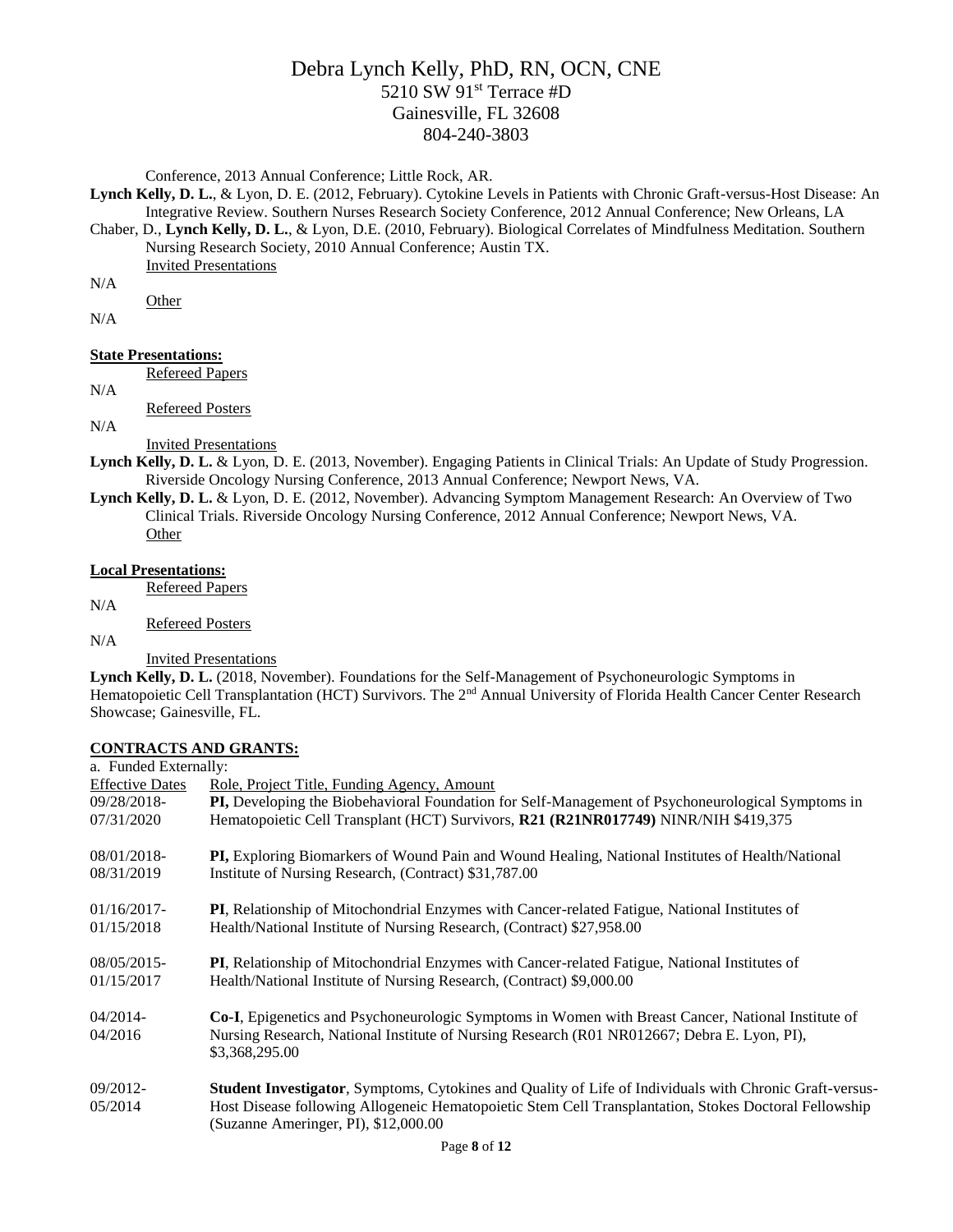Conference, 2013 Annual Conference; Little Rock, AR.

**Lynch Kelly, D. L.**, & Lyon, D. E. (2012, February). Cytokine Levels in Patients with Chronic Graft-versus-Host Disease: An Integrative Review. Southern Nurses Research Society Conference, 2012 Annual Conference; New Orleans, LA

Chaber, D., **Lynch Kelly, D. L.**, & Lyon, D.E. (2010, February). Biological Correlates of Mindfulness Meditation. Southern Nursing Research Society, 2010 Annual Conference; Austin TX.

Invited Presentations

N/A

Other

N/A

**State Presentations:**

Refereed Papers

N/A

Refereed Posters

N/A

Invited Presentations

**Lynch Kelly, D. L.** & Lyon, D. E. (2013, November). Engaging Patients in Clinical Trials: An Update of Study Progression. Riverside Oncology Nursing Conference, 2013 Annual Conference; Newport News, VA.

**Lynch Kelly, D. L.** & Lyon, D. E. (2012, November). Advancing Symptom Management Research: An Overview of Two Clinical Trials. Riverside Oncology Nursing Conference, 2012 Annual Conference; Newport News, VA.

Other

**Local Presentations:**

Refereed Papers

N/A

Refereed Posters

N/A

Invited Presentations

**Lynch Kelly, D. L.** (2018, November). Foundations for the Self-Management of Psychoneurologic Symptoms in Hematopoietic Cell Transplantation (HCT) Survivors. The 2nd Annual University of Florida Health Cancer Center Research Showcase; Gainesville, FL.

**CONTRACTS AND GRANTS:**

a. Funded Externally:

| Effective Dates | Role, Project Title, Funding Agency, Amount |
|---|---|
| 09/28/2018-07/31/2020 | **PI,** Developing the Biobehavioral Foundation for Self-Management of Psychoneurological Symptoms in Hematopoietic Cell Transplant (HCT) Survivors, **R21 (R21NR017749)** NINR/NIH $419,375 |
| 08/01/2018-08/31/2019 | **PI,** Exploring Biomarkers of Wound Pain and Wound Healing, National Institutes of Health/National Institute of Nursing Research, (Contract) $31,787.00 |
| 01/16/2017-01/15/2018 | **PI**, Relationship of Mitochondrial Enzymes with Cancer-related Fatigue, National Institutes of Health/National Institute of Nursing Research, (Contract) $27,958.00 |
| 08/05/2015-01/15/2017 | **PI**, Relationship of Mitochondrial Enzymes with Cancer-related Fatigue, National Institutes of Health/National Institute of Nursing Research, (Contract) $9,000.00 |
| 04/2014-04/2016 | **Co-I**, Epigenetics and Psychoneurologic Symptoms in Women with Breast Cancer, National Institute of Nursing Research, National Institute of Nursing Research (R01 NR012667; Debra E. Lyon, PI), $3,368,295.00 |
| 09/2012-05/2014 | **Student Investigator**, Symptoms, Cytokines and Quality of Life of Individuals with Chronic Graft-versus-Host Disease following Allogeneic Hematopoietic Stem Cell Transplantation, Stokes Doctoral Fellowship (Suzanne Ameringer, PI), $12,000.00 |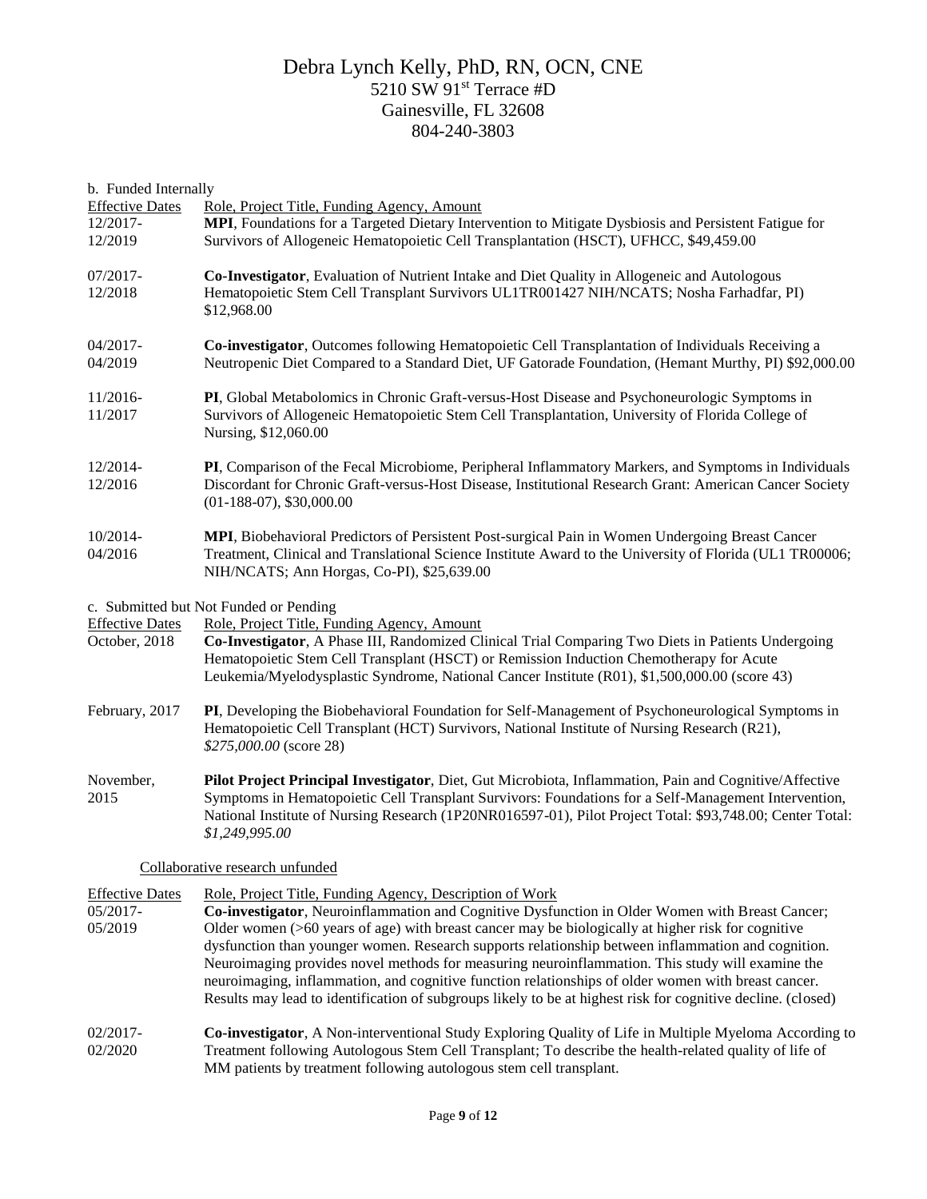# Debra Lynch Kelly, PhD, RN, OCN, CNE

5210 SW 91st Terrace #D
Gainesville, FL 32608
804-240-3803

b. Funded Internally

| Effective Dates | Role, Project Title, Funding Agency, Amount |
|---|---|
| 12/2017-12/2019 | **MPI**, Foundations for a Targeted Dietary Intervention to Mitigate Dysbiosis and Persistent Fatigue for Survivors of Allogeneic Hematopoietic Cell Transplantation (HSCT), UFHCC, $49,459.00 |
| 07/2017-12/2018 | **Co-Investigator**, Evaluation of Nutrient Intake and Diet Quality in Allogeneic and Autologous Hematopoietic Stem Cell Transplant Survivors UL1TR001427 NIH/NCATS; Nosha Farhadfar, PI) $12,968.00 |
| 04/2017-04/2019 | **Co-investigator**, Outcomes following Hematopoietic Cell Transplantation of Individuals Receiving a Neutropenic Diet Compared to a Standard Diet, UF Gatorade Foundation, (Hemant Murthy, PI) $92,000.00 |
| 11/2016-11/2017 | **PI**, Global Metabolomics in Chronic Graft-versus-Host Disease and Psychoneurologic Symptoms in Survivors of Allogeneic Hematopoietic Stem Cell Transplantation, University of Florida College of Nursing, $12,060.00 |
| 12/2014-12/2016 | **PI**, Comparison of the Fecal Microbiome, Peripheral Inflammatory Markers, and Symptoms in Individuals Discordant for Chronic Graft-versus-Host Disease, Institutional Research Grant: American Cancer Society (01-188-07), $30,000.00 |
| 10/2014-04/2016 | **MPI**, Biobehavioral Predictors of Persistent Post-surgical Pain in Women Undergoing Breast Cancer Treatment, Clinical and Translational Science Institute Award to the University of Florida (UL1 TR00006; NIH/NCATS; Ann Horgas, Co-PI), $25,639.00 |

c. Submitted but Not Funded or Pending

| Effective Dates | Role, Project Title, Funding Agency, Amount |
|---|---|
| October, 2018 | **Co-Investigator**, A Phase III, Randomized Clinical Trial Comparing Two Diets in Patients Undergoing Hematopoietic Stem Cell Transplant (HSCT) or Remission Induction Chemotherapy for Acute Leukemia/Myelodysplastic Syndrome, National Cancer Institute (R01), $1,500,000.00 (score 43) |
| February, 2017 | **PI**, Developing the Biobehavioral Foundation for Self-Management of Psychoneurological Symptoms in Hematopoietic Cell Transplant (HCT) Survivors, National Institute of Nursing Research (R21), *$275,000.00* (score 28) |
| November, 2015 | **Pilot Project Principal Investigator**, Diet, Gut Microbiota, Inflammation, Pain and Cognitive/Affective Symptoms in Hematopoietic Cell Transplant Survivors: Foundations for a Self-Management Intervention, National Institute of Nursing Research (1P20NR016597-01), Pilot Project Total: $93,748.00; Center Total: *$1,249,995.00* |

Collaborative research unfunded

| Effective Dates | Role, Project Title, Funding Agency, Description of Work |
|---|---|
| 05/2017-05/2019 | **Co-investigator**, Neuroinflammation and Cognitive Dysfunction in Older Women with Breast Cancer; Older women (>60 years of age) with breast cancer may be biologically at higher risk for cognitive dysfunction than younger women. Research supports relationship between inflammation and cognition. Neuroimaging provides novel methods for measuring neuroinflammation. This study will examine the neuroimaging, inflammation, and cognitive function relationships of older women with breast cancer. Results may lead to identification of subgroups likely to be at highest risk for cognitive decline. (closed) |
| 02/2017-02/2020 | **Co-investigator**, A Non-interventional Study Exploring Quality of Life in Multiple Myeloma According to Treatment following Autologous Stem Cell Transplant; To describe the health-related quality of life of MM patients by treatment following autologous stem cell transplant. |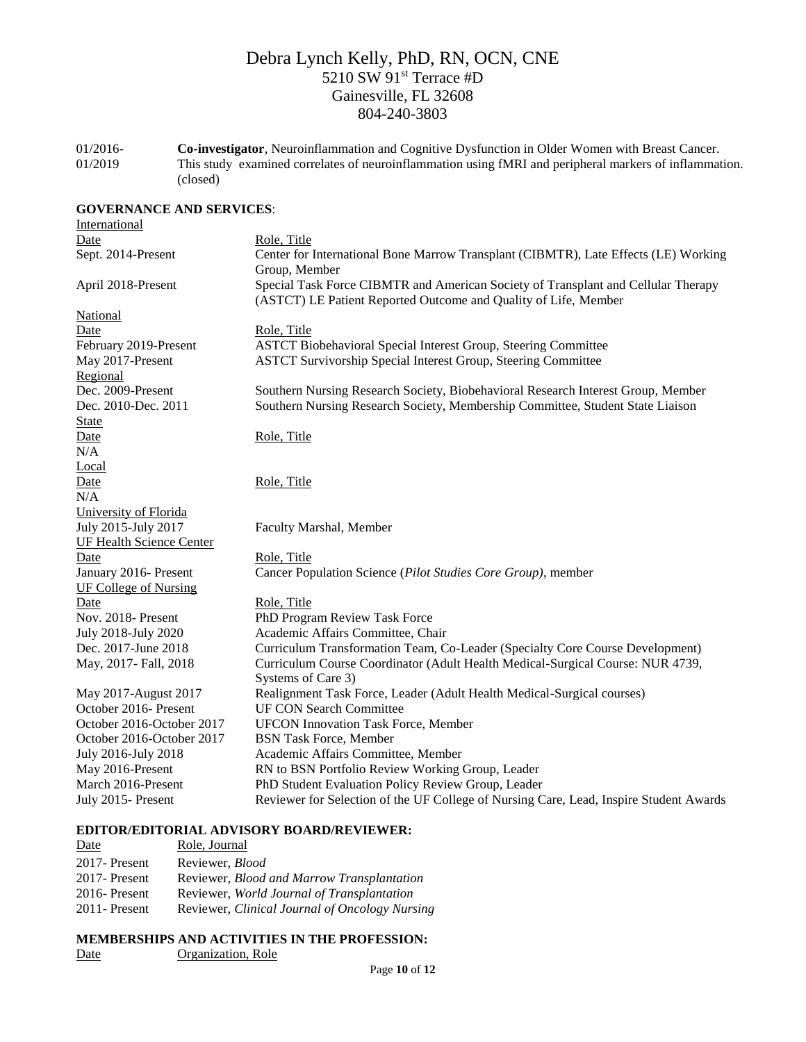# Debra Lynch Kelly, PhD, RN, OCN, CNE

5210 SW 91st Terrace #D
Gainesville, FL 32608
804-240-3803

| | |
|---|---|
| 01/2016-01/2019 | **Co-investigator**, Neuroinflammation and Cognitive Dysfunction in Older Women with Breast Cancer. This study examined correlates of neuroinflammation using fMRI and peripheral markers of inflammation. (closed) |

**GOVERNANCE AND SERVICES**:

International

| Date | Role, Title |
|---|---|
| Sept. 2014-Present | Center for International Bone Marrow Transplant (CIBMTR), Late Effects (LE) Working Group, Member |
| April 2018-Present | Special Task Force CIBMTR and American Society of Transplant and Cellular Therapy (ASTCT) LE Patient Reported Outcome and Quality of Life, Member |

National

| Date | Role, Title |
|---|---|
| February 2019-Present | ASTCT Biobehavioral Special Interest Group, Steering Committee |
| May 2017-Present | ASTCT Survivorship Special Interest Group, Steering Committee |

Regional

| | |
|---|---|
| Dec. 2009-Present | Southern Nursing Research Society, Biobehavioral Research Interest Group, Member |
| Dec. 2010-Dec. 2011 | Southern Nursing Research Society, Membership Committee, Student State Liaison |

State

| Date | Role, Title |
|---|---|
| N/A | |

Local

| Date | Role, Title |
|---|---|
| N/A | |

University of Florida

| | |
|---|---|
| July 2015-July 2017 | Faculty Marshal, Member |

UF Health Science Center

| Date | Role, Title |
|---|---|
| January 2016- Present | Cancer Population Science (*Pilot Studies Core Group)*, member |

UF College of Nursing

| Date | Role, Title |
|---|---|
| Nov. 2018- Present | PhD Program Review Task Force |
| July 2018-July 2020 | Academic Affairs Committee, Chair |
| Dec. 2017-June 2018 | Curriculum Transformation Team, Co-Leader (Specialty Core Course Development) |
| May, 2017- Fall, 2018 | Curriculum Course Coordinator (Adult Health Medical-Surgical Course: NUR 4739, Systems of Care 3) |
| May 2017-August 2017 | Realignment Task Force, Leader (Adult Health Medical-Surgical courses) |
| October 2016- Present | UF CON Search Committee |
| October 2016-October 2017 | UFCON Innovation Task Force, Member |
| October 2016-October 2017 | BSN Task Force, Member |
| July 2016-July 2018 | Academic Affairs Committee, Member |
| May 2016-Present | RN to BSN Portfolio Review Working Group, Leader |
| March 2016-Present | PhD Student Evaluation Policy Review Group, Leader |
| July 2015- Present | Reviewer for Selection of the UF College of Nursing Care, Lead, Inspire Student Awards |

**EDITOR/EDITORIAL ADVISORY BOARD/REVIEWER:**

| Date | Role, Journal |
|---|---|
| 2017- Present | Reviewer, *Blood* |
| 2017- Present | Reviewer, *Blood and Marrow Transplantation* |
| 2016- Present | Reviewer, *World Journal of Transplantation* |
| 2011- Present | Reviewer, *Clinical Journal of Oncology Nursing* |

**MEMBERSHIPS AND ACTIVITIES IN THE PROFESSION:**

| Date | Organization, Role |
|---|---|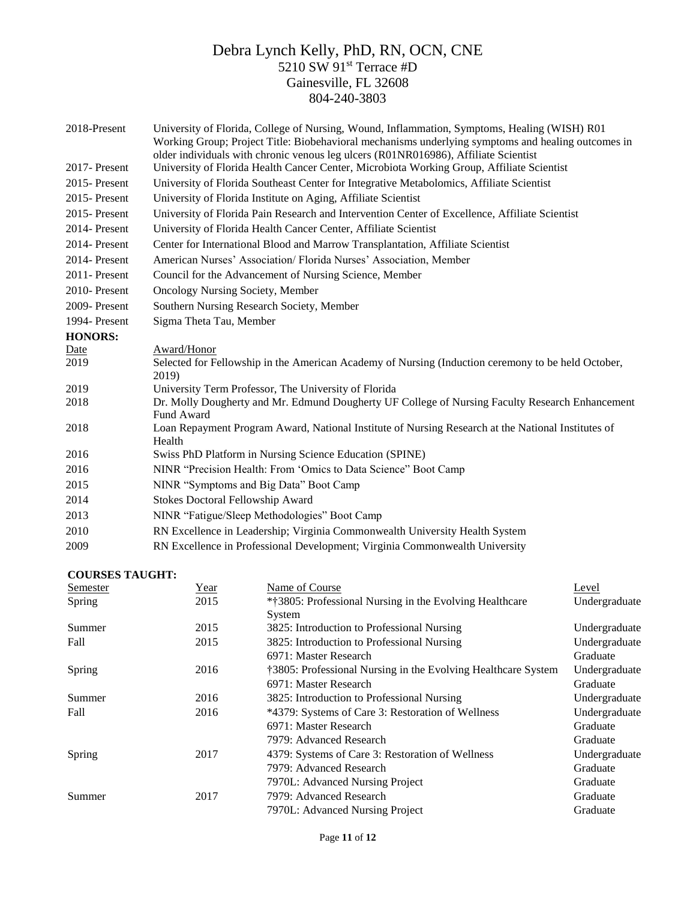| | |
|---|---|
| 2018-Present | University of Florida, College of Nursing, Wound, Inflammation, Symptoms, Healing (WISH) R01 Working Group; Project Title: Biobehavioral mechanisms underlying symptoms and healing outcomes in older individuals with chronic venous leg ulcers (R01NR016986), Affiliate Scientist |
| 2017- Present | University of Florida Health Cancer Center, Microbiota Working Group, Affiliate Scientist |
| 2015- Present | University of Florida Southeast Center for Integrative Metabolomics, Affiliate Scientist |
| 2015- Present | University of Florida Institute on Aging, Affiliate Scientist |
| 2015- Present | University of Florida Pain Research and Intervention Center of Excellence, Affiliate Scientist |
| 2014- Present | University of Florida Health Cancer Center, Affiliate Scientist |
| 2014- Present | Center for International Blood and Marrow Transplantation, Affiliate Scientist |
| 2014- Present | American Nurses' Association/ Florida Nurses' Association, Member |
| 2011- Present | Council for the Advancement of Nursing Science, Member |
| 2010- Present | Oncology Nursing Society, Member |
| 2009- Present | Southern Nursing Research Society, Member |
| 1994- Present | Sigma Theta Tau, Member |

**HONORS:**

| Date | Award/Honor |
|---|---|
| 2019 | Selected for Fellowship in the American Academy of Nursing (Induction ceremony to be held October, 2019) |
| 2019 | University Term Professor, The University of Florida |
| 2018 | Dr. Molly Dougherty and Mr. Edmund Dougherty UF College of Nursing Faculty Research Enhancement Fund Award |
| 2018 | Loan Repayment Program Award, National Institute of Nursing Research at the National Institutes of Health |
| 2016 | Swiss PhD Platform in Nursing Science Education (SPINE) |
| 2016 | NINR "Precision Health: From 'Omics to Data Science" Boot Camp |
| 2015 | NINR "Symptoms and Big Data" Boot Camp |
| 2014 | Stokes Doctoral Fellowship Award |
| 2013 | NINR "Fatigue/Sleep Methodologies" Boot Camp |
| 2010 | RN Excellence in Leadership; Virginia Commonwealth University Health System |
| 2009 | RN Excellence in Professional Development; Virginia Commonwealth University |

**COURSES TAUGHT:**

| Semester | Year | Name of Course | Level |
|---|---|---|---|
| Spring | 2015 | *†3805: Professional Nursing in the Evolving Healthcare System | Undergraduate |
| Summer | 2015 | 3825: Introduction to Professional Nursing | Undergraduate |
| Fall | 2015 | 3825: Introduction to Professional Nursing | Undergraduate |
| | | 6971: Master Research | Graduate |
| Spring | 2016 | †3805: Professional Nursing in the Evolving Healthcare System | Undergraduate |
| | | 6971: Master Research | Graduate |
| Summer | 2016 | 3825: Introduction to Professional Nursing | Undergraduate |
| Fall | 2016 | *4379: Systems of Care 3: Restoration of Wellness | Undergraduate |
| | | 6971: Master Research | Graduate |
| | | 7979: Advanced Research | Graduate |
| Spring | 2017 | 4379: Systems of Care 3: Restoration of Wellness | Undergraduate |
| | | 7979: Advanced Research | Graduate |
| | | 7970L: Advanced Nursing Project | Graduate |
| Summer | 2017 | 7979: Advanced Research | Graduate |
| | | 7970L: Advanced Nursing Project | Graduate |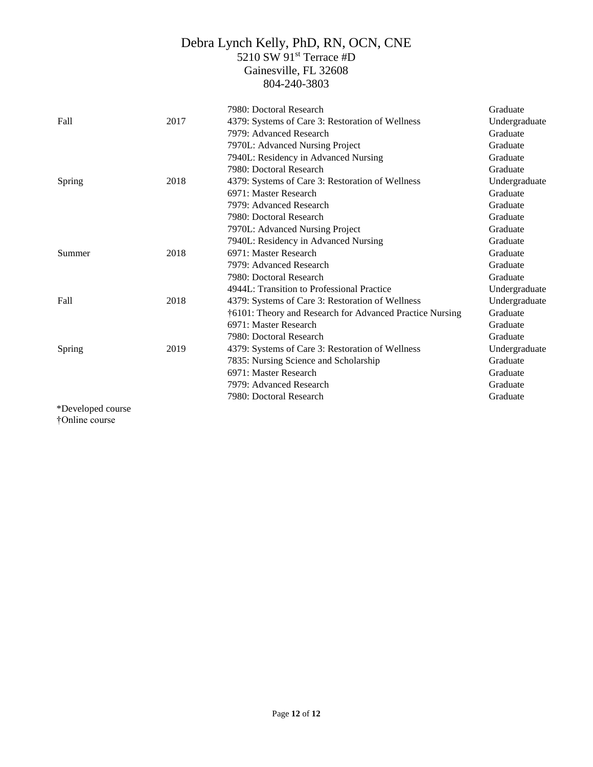| | | | |
|---|---|---|---|
| | | 7980: Doctoral Research | Graduate |
| Fall | 2017 | 4379: Systems of Care 3: Restoration of Wellness | Undergraduate |
| | | 7979: Advanced Research | Graduate |
| | | 7970L: Advanced Nursing Project | Graduate |
| | | 7940L: Residency in Advanced Nursing | Graduate |
| | | 7980: Doctoral Research | Graduate |
| Spring | 2018 | 4379: Systems of Care 3: Restoration of Wellness | Undergraduate |
| | | 6971: Master Research | Graduate |
| | | 7979: Advanced Research | Graduate |
| | | 7980: Doctoral Research | Graduate |
| | | 7970L: Advanced Nursing Project | Graduate |
| | | 7940L: Residency in Advanced Nursing | Graduate |
| Summer | 2018 | 6971: Master Research | Graduate |
| | | 7979: Advanced Research | Graduate |
| | | 7980: Doctoral Research | Graduate |
| | | 4944L: Transition to Professional Practice | Undergraduate |
| Fall | 2018 | 4379: Systems of Care 3: Restoration of Wellness | Undergraduate |
| | | †6101: Theory and Research for Advanced Practice Nursing | Graduate |
| | | 6971: Master Research | Graduate |
| | | 7980: Doctoral Research | Graduate |
| Spring | 2019 | 4379: Systems of Care 3: Restoration of Wellness | Undergraduate |
| | | 7835: Nursing Science and Scholarship | Graduate |
| | | 6971: Master Research | Graduate |
| | | 7979: Advanced Research | Graduate |
| | | 7980: Doctoral Research | Graduate |

*Developed course
†Online course